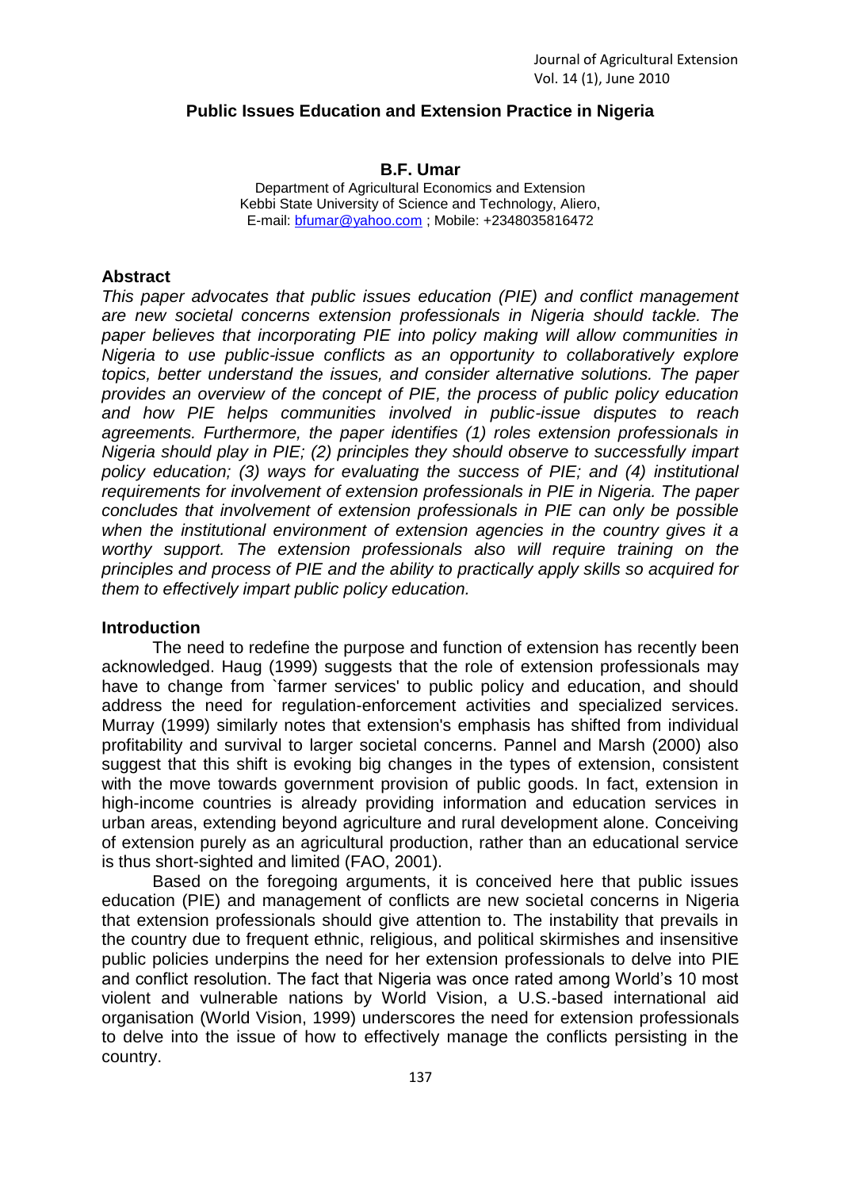# Public Issues Education and Extension Practice in Nigeria

**B.F. Umar**

Department of Agricultural Economics and Extension
Kebbi State University of Science and Technology, Aliero,
E-mail: bfumar@yahoo.com ; Mobile: +2348035816472

## Abstract

*This paper advocates that public issues education (PIE) and conflict management are new societal concerns extension professionals in Nigeria should tackle. The paper believes that incorporating PIE into policy making will allow communities in Nigeria to use public-issue conflicts as an opportunity to collaboratively explore topics, better understand the issues, and consider alternative solutions. The paper provides an overview of the concept of PIE, the process of public policy education and how PIE helps communities involved in public-issue disputes to reach agreements. Furthermore, the paper identifies (1) roles extension professionals in Nigeria should play in PIE; (2) principles they should observe to successfully impart policy education; (3) ways for evaluating the success of PIE; and (4) institutional requirements for involvement of extension professionals in PIE in Nigeria. The paper concludes that involvement of extension professionals in PIE can only be possible when the institutional environment of extension agencies in the country gives it a worthy support. The extension professionals also will require training on the principles and process of PIE and the ability to practically apply skills so acquired for them to effectively impart public policy education.*

## Introduction

The need to redefine the purpose and function of extension has recently been acknowledged. Haug (1999) suggests that the role of extension professionals may have to change from `farmer services' to public policy and education, and should address the need for regulation-enforcement activities and specialized services. Murray (1999) similarly notes that extension's emphasis has shifted from individual profitability and survival to larger societal concerns. Pannel and Marsh (2000) also suggest that this shift is evoking big changes in the types of extension, consistent with the move towards government provision of public goods. In fact, extension in high-income countries is already providing information and education services in urban areas, extending beyond agriculture and rural development alone. Conceiving of extension purely as an agricultural production, rather than an educational service is thus short-sighted and limited (FAO, 2001).

Based on the foregoing arguments, it is conceived here that public issues education (PIE) and management of conflicts are new societal concerns in Nigeria that extension professionals should give attention to. The instability that prevails in the country due to frequent ethnic, religious, and political skirmishes and insensitive public policies underpins the need for her extension professionals to delve into PIE and conflict resolution. The fact that Nigeria was once rated among World's 10 most violent and vulnerable nations by World Vision, a U.S.-based international aid organisation (World Vision, 1999) underscores the need for extension professionals to delve into the issue of how to effectively manage the conflicts persisting in the country.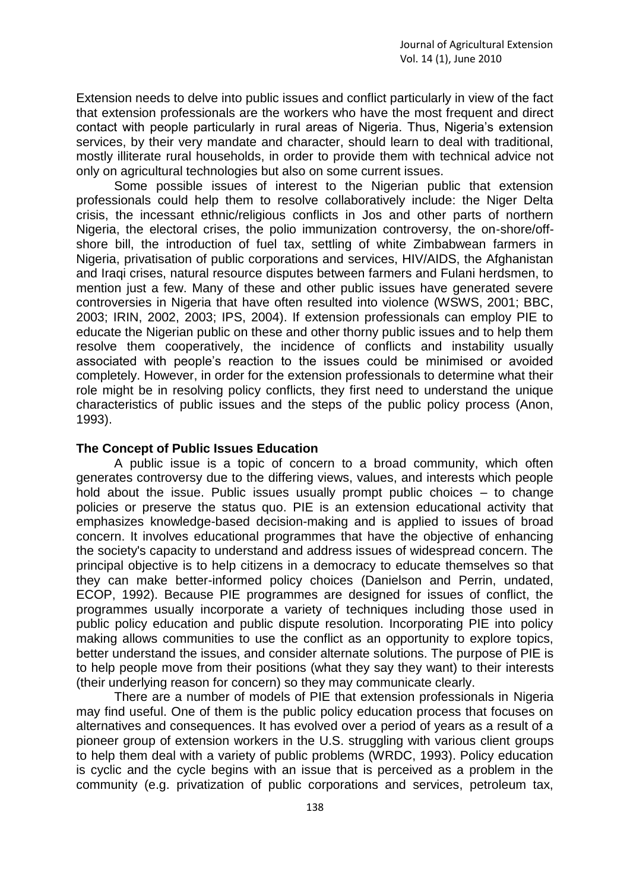Extension needs to delve into public issues and conflict particularly in view of the fact that extension professionals are the workers who have the most frequent and direct contact with people particularly in rural areas of Nigeria. Thus, Nigeria's extension services, by their very mandate and character, should learn to deal with traditional, mostly illiterate rural households, in order to provide them with technical advice not only on agricultural technologies but also on some current issues.

Some possible issues of interest to the Nigerian public that extension professionals could help them to resolve collaboratively include: the Niger Delta crisis, the incessant ethnic/religious conflicts in Jos and other parts of northern Nigeria, the electoral crises, the polio immunization controversy, the on-shore/off-shore bill, the introduction of fuel tax, settling of white Zimbabwean farmers in Nigeria, privatisation of public corporations and services, HIV/AIDS, the Afghanistan and Iraqi crises, natural resource disputes between farmers and Fulani herdsmen, to mention just a few. Many of these and other public issues have generated severe controversies in Nigeria that have often resulted into violence (WSWS, 2001; BBC, 2003; IRIN, 2002, 2003; IPS, 2004). If extension professionals can employ PIE to educate the Nigerian public on these and other thorny public issues and to help them resolve them cooperatively, the incidence of conflicts and instability usually associated with people's reaction to the issues could be minimised or avoided completely. However, in order for the extension professionals to determine what their role might be in resolving policy conflicts, they first need to understand the unique characteristics of public issues and the steps of the public policy process (Anon, 1993).

**The Concept of Public Issues Education**

A public issue is a topic of concern to a broad community, which often generates controversy due to the differing views, values, and interests which people hold about the issue. Public issues usually prompt public choices – to change policies or preserve the status quo. PIE is an extension educational activity that emphasizes knowledge-based decision-making and is applied to issues of broad concern. It involves educational programmes that have the objective of enhancing the society's capacity to understand and address issues of widespread concern. The principal objective is to help citizens in a democracy to educate themselves so that they can make better-informed policy choices (Danielson and Perrin, undated, ECOP, 1992). Because PIE programmes are designed for issues of conflict, the programmes usually incorporate a variety of techniques including those used in public policy education and public dispute resolution. Incorporating PIE into policy making allows communities to use the conflict as an opportunity to explore topics, better understand the issues, and consider alternate solutions. The purpose of PIE is to help people move from their positions (what they say they want) to their interests (their underlying reason for concern) so they may communicate clearly.

There are a number of models of PIE that extension professionals in Nigeria may find useful. One of them is the public policy education process that focuses on alternatives and consequences. It has evolved over a period of years as a result of a pioneer group of extension workers in the U.S. struggling with various client groups to help them deal with a variety of public problems (WRDC, 1993). Policy education is cyclic and the cycle begins with an issue that is perceived as a problem in the community (e.g. privatization of public corporations and services, petroleum tax,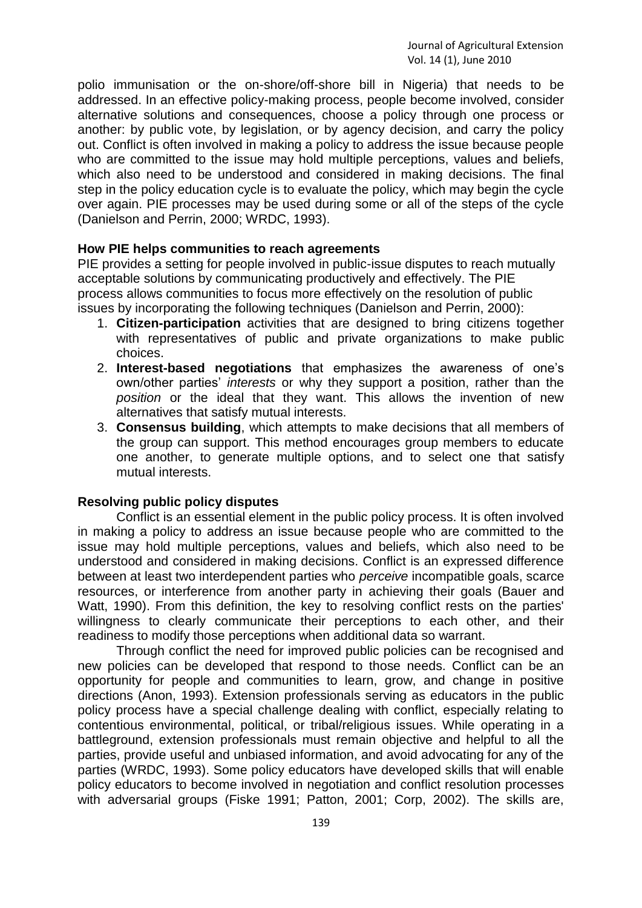polio immunisation or the on-shore/off-shore bill in Nigeria) that needs to be addressed. In an effective policy-making process, people become involved, consider alternative solutions and consequences, choose a policy through one process or another: by public vote, by legislation, or by agency decision, and carry the policy out. Conflict is often involved in making a policy to address the issue because people who are committed to the issue may hold multiple perceptions, values and beliefs, which also need to be understood and considered in making decisions. The final step in the policy education cycle is to evaluate the policy, which may begin the cycle over again. PIE processes may be used during some or all of the steps of the cycle (Danielson and Perrin, 2000; WRDC, 1993).

### How PIE helps communities to reach agreements

PIE provides a setting for people involved in public-issue disputes to reach mutually acceptable solutions by communicating productively and effectively. The PIE process allows communities to focus more effectively on the resolution of public issues by incorporating the following techniques (Danielson and Perrin, 2000):

1. **Citizen-participation** activities that are designed to bring citizens together with representatives of public and private organizations to make public choices.
2. **Interest-based negotiations** that emphasizes the awareness of one's own/other parties' *interests* or why they support a position, rather than the *position* or the ideal that they want. This allows the invention of new alternatives that satisfy mutual interests.
3. **Consensus building**, which attempts to make decisions that all members of the group can support. This method encourages group members to educate one another, to generate multiple options, and to select one that satisfy mutual interests.

### Resolving public policy disputes

Conflict is an essential element in the public policy process. It is often involved in making a policy to address an issue because people who are committed to the issue may hold multiple perceptions, values and beliefs, which also need to be understood and considered in making decisions. Conflict is an expressed difference between at least two interdependent parties who *perceive* incompatible goals, scarce resources, or interference from another party in achieving their goals (Bauer and Watt, 1990). From this definition, the key to resolving conflict rests on the parties' willingness to clearly communicate their perceptions to each other, and their readiness to modify those perceptions when additional data so warrant.

Through conflict the need for improved public policies can be recognised and new policies can be developed that respond to those needs. Conflict can be an opportunity for people and communities to learn, grow, and change in positive directions (Anon, 1993). Extension professionals serving as educators in the public policy process have a special challenge dealing with conflict, especially relating to contentious environmental, political, or tribal/religious issues. While operating in a battleground, extension professionals must remain objective and helpful to all the parties, provide useful and unbiased information, and avoid advocating for any of the parties (WRDC, 1993). Some policy educators have developed skills that will enable policy educators to become involved in negotiation and conflict resolution processes with adversarial groups (Fiske 1991; Patton, 2001; Corp, 2002). The skills are,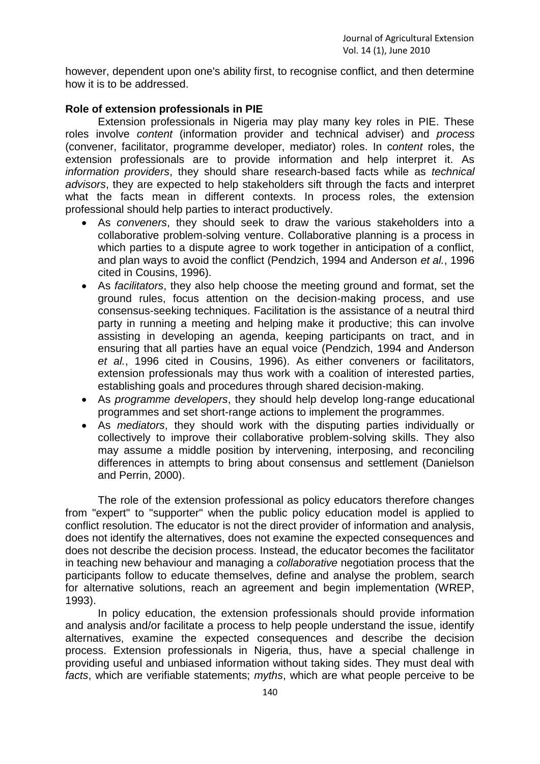however, dependent upon one's ability first, to recognise conflict, and then determine how it is to be addressed.

**Role of extension professionals in PIE**

Extension professionals in Nigeria may play many key roles in PIE. These roles involve *content* (information provider and technical adviser) and *process* (convener, facilitator, programme developer, mediator) roles. In *content* roles, the extension professionals are to provide information and help interpret it. As *information providers*, they should share research-based facts while as *technical advisors*, they are expected to help stakeholders sift through the facts and interpret what the facts mean in different contexts. In process roles, the extension professional should help parties to interact productively.

- As *conveners*, they should seek to draw the various stakeholders into a collaborative problem-solving venture. Collaborative planning is a process in which parties to a dispute agree to work together in anticipation of a conflict, and plan ways to avoid the conflict (Pendzich, 1994 and Anderson *et al.*, 1996 cited in Cousins, 1996).
- As *facilitators*, they also help choose the meeting ground and format, set the ground rules, focus attention on the decision-making process, and use consensus-seeking techniques. Facilitation is the assistance of a neutral third party in running a meeting and helping make it productive; this can involve assisting in developing an agenda, keeping participants on tract, and in ensuring that all parties have an equal voice (Pendzich, 1994 and Anderson *et al.*, 1996 cited in Cousins, 1996). As either conveners or facilitators, extension professionals may thus work with a coalition of interested parties, establishing goals and procedures through shared decision-making.
- As *programme developers*, they should help develop long-range educational programmes and set short-range actions to implement the programmes.
- As *mediators*, they should work with the disputing parties individually or collectively to improve their collaborative problem-solving skills. They also may assume a middle position by intervening, interposing, and reconciling differences in attempts to bring about consensus and settlement (Danielson and Perrin, 2000).

The role of the extension professional as policy educators therefore changes from "expert" to "supporter" when the public policy education model is applied to conflict resolution. The educator is not the direct provider of information and analysis, does not identify the alternatives, does not examine the expected consequences and does not describe the decision process. Instead, the educator becomes the facilitator in teaching new behaviour and managing a *collaborative* negotiation process that the participants follow to educate themselves, define and analyse the problem, search for alternative solutions, reach an agreement and begin implementation (WREP, 1993).

In policy education, the extension professionals should provide information and analysis and/or facilitate a process to help people understand the issue, identify alternatives, examine the expected consequences and describe the decision process. Extension professionals in Nigeria, thus, have a special challenge in providing useful and unbiased information without taking sides. They must deal with *facts*, which are verifiable statements; *myths*, which are what people perceive to be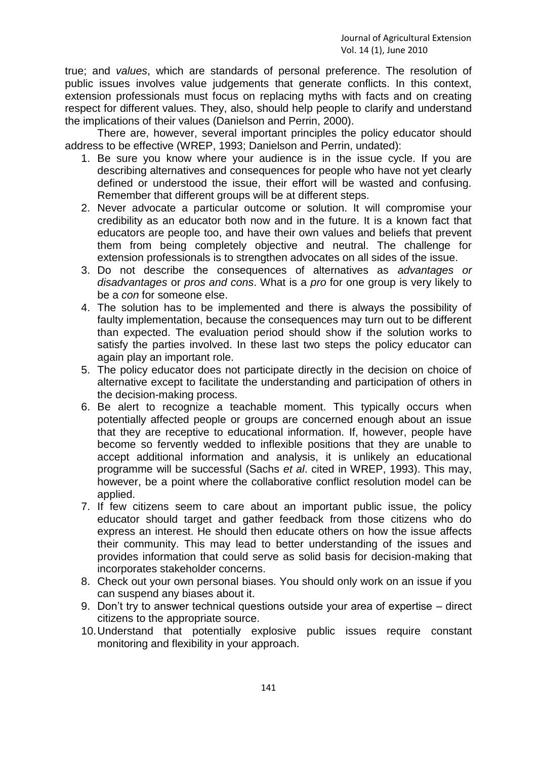true; and *values*, which are standards of personal preference. The resolution of public issues involves value judgements that generate conflicts. In this context, extension professionals must focus on replacing myths with facts and on creating respect for different values. They, also, should help people to clarify and understand the implications of their values (Danielson and Perrin, 2000).

There are, however, several important principles the policy educator should address to be effective (WREP, 1993; Danielson and Perrin, undated):

1. Be sure you know where your audience is in the issue cycle. If you are describing alternatives and consequences for people who have not yet clearly defined or understood the issue, their effort will be wasted and confusing. Remember that different groups will be at different steps.
2. Never advocate a particular outcome or solution. It will compromise your credibility as an educator both now and in the future. It is a known fact that educators are people too, and have their own values and beliefs that prevent them from being completely objective and neutral. The challenge for extension professionals is to strengthen advocates on all sides of the issue.
3. Do not describe the consequences of alternatives as *advantages or disadvantages* or *pros and cons*. What is a *pro* for one group is very likely to be a *con* for someone else.
4. The solution has to be implemented and there is always the possibility of faulty implementation, because the consequences may turn out to be different than expected. The evaluation period should show if the solution works to satisfy the parties involved. In these last two steps the policy educator can again play an important role.
5. The policy educator does not participate directly in the decision on choice of alternative except to facilitate the understanding and participation of others in the decision-making process.
6. Be alert to recognize a teachable moment. This typically occurs when potentially affected people or groups are concerned enough about an issue that they are receptive to educational information. If, however, people have become so fervently wedded to inflexible positions that they are unable to accept additional information and analysis, it is unlikely an educational programme will be successful (Sachs *et al*. cited in WREP, 1993). This may, however, be a point where the collaborative conflict resolution model can be applied.
7. If few citizens seem to care about an important public issue, the policy educator should target and gather feedback from those citizens who do express an interest. He should then educate others on how the issue affects their community. This may lead to better understanding of the issues and provides information that could serve as solid basis for decision-making that incorporates stakeholder concerns.
8. Check out your own personal biases. You should only work on an issue if you can suspend any biases about it.
9. Don't try to answer technical questions outside your area of expertise – direct citizens to the appropriate source.
10. Understand that potentially explosive public issues require constant monitoring and flexibility in your approach.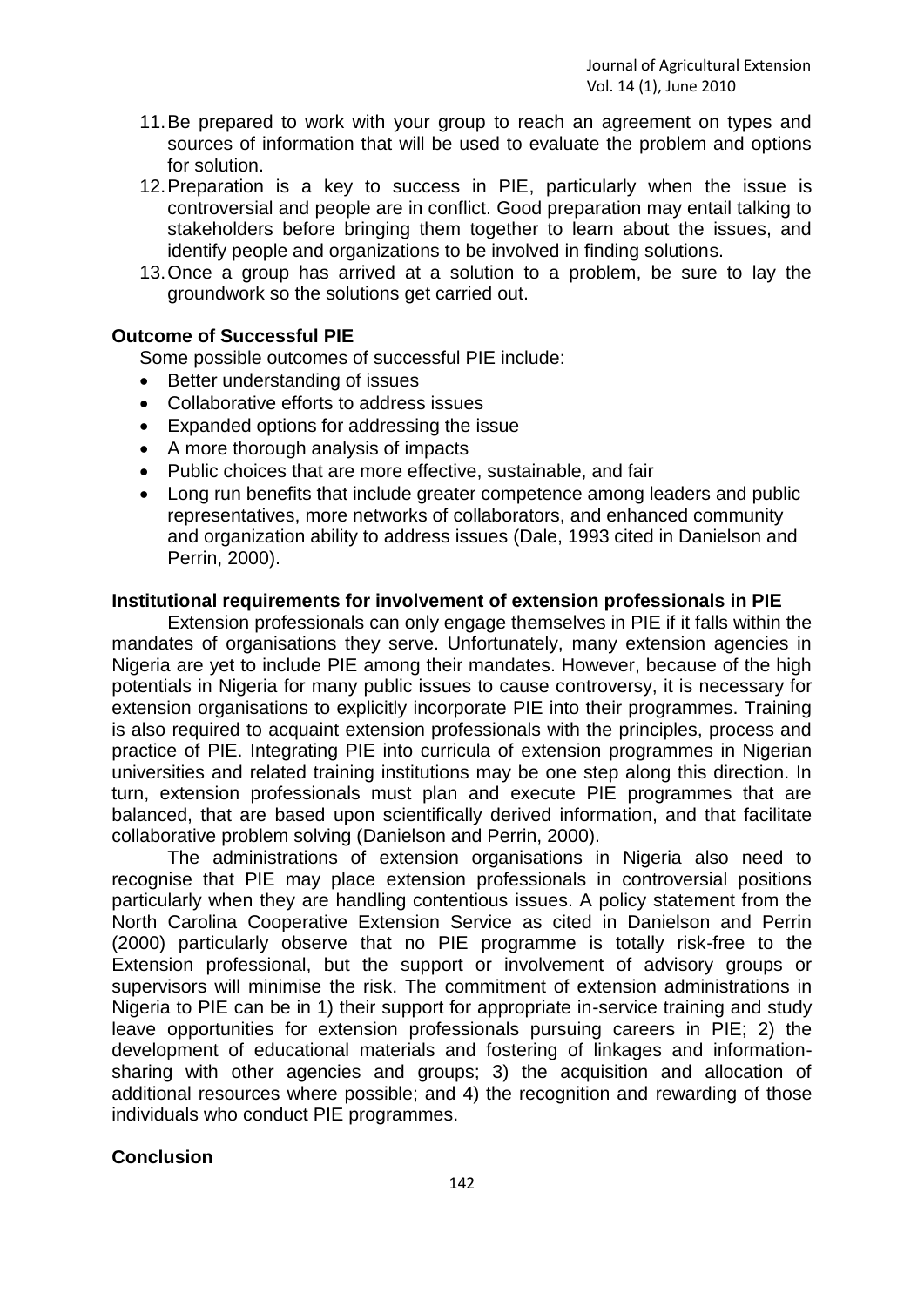11. Be prepared to work with your group to reach an agreement on types and sources of information that will be used to evaluate the problem and options for solution.
12. Preparation is a key to success in PIE, particularly when the issue is controversial and people are in conflict. Good preparation may entail talking to stakeholders before bringing them together to learn about the issues, and identify people and organizations to be involved in finding solutions.
13. Once a group has arrived at a solution to a problem, be sure to lay the groundwork so the solutions get carried out.

### Outcome of Successful PIE

Some possible outcomes of successful PIE include:

- Better understanding of issues
- Collaborative efforts to address issues
- Expanded options for addressing the issue
- A more thorough analysis of impacts
- Public choices that are more effective, sustainable, and fair
- Long run benefits that include greater competence among leaders and public representatives, more networks of collaborators, and enhanced community and organization ability to address issues (Dale, 1993 cited in Danielson and Perrin, 2000).

### Institutional requirements for involvement of extension professionals in PIE

Extension professionals can only engage themselves in PIE if it falls within the mandates of organisations they serve. Unfortunately, many extension agencies in Nigeria are yet to include PIE among their mandates. However, because of the high potentials in Nigeria for many public issues to cause controversy, it is necessary for extension organisations to explicitly incorporate PIE into their programmes. Training is also required to acquaint extension professionals with the principles, process and practice of PIE. Integrating PIE into curricula of extension programmes in Nigerian universities and related training institutions may be one step along this direction. In turn, extension professionals must plan and execute PIE programmes that are balanced, that are based upon scientifically derived information, and that facilitate collaborative problem solving (Danielson and Perrin, 2000).

The administrations of extension organisations in Nigeria also need to recognise that PIE may place extension professionals in controversial positions particularly when they are handling contentious issues. A policy statement from the North Carolina Cooperative Extension Service as cited in Danielson and Perrin (2000) particularly observe that no PIE programme is totally risk-free to the Extension professional, but the support or involvement of advisory groups or supervisors will minimise the risk. The commitment of extension administrations in Nigeria to PIE can be in 1) their support for appropriate in-service training and study leave opportunities for extension professionals pursuing careers in PIE; 2) the development of educational materials and fostering of linkages and information-sharing with other agencies and groups; 3) the acquisition and allocation of additional resources where possible; and 4) the recognition and rewarding of those individuals who conduct PIE programmes.

### Conclusion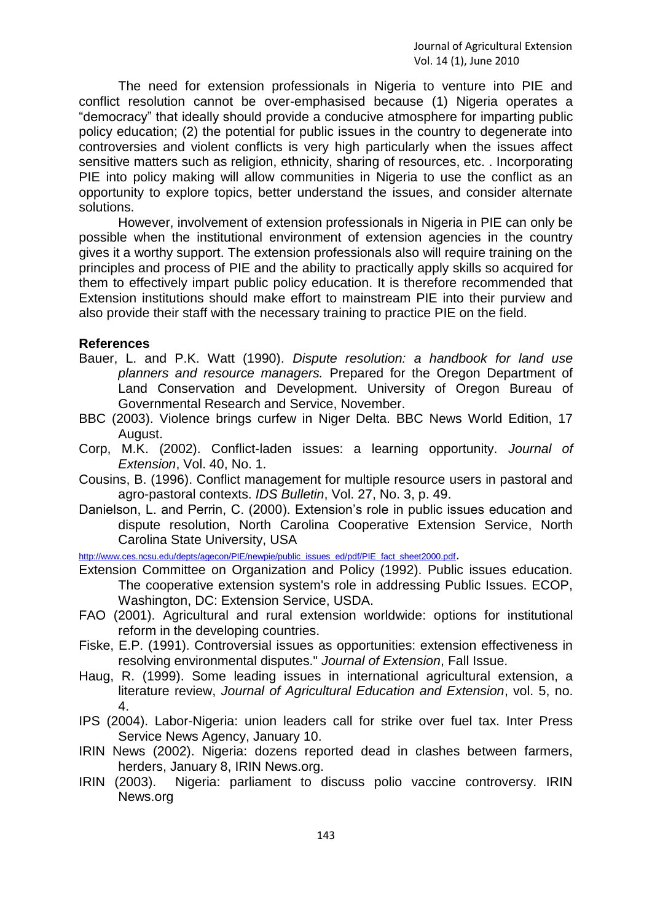The need for extension professionals in Nigeria to venture into PIE and conflict resolution cannot be over-emphasised because (1) Nigeria operates a "democracy" that ideally should provide a conducive atmosphere for imparting public policy education; (2) the potential for public issues in the country to degenerate into controversies and violent conflicts is very high particularly when the issues affect sensitive matters such as religion, ethnicity, sharing of resources, etc. . Incorporating PIE into policy making will allow communities in Nigeria to use the conflict as an opportunity to explore topics, better understand the issues, and consider alternate solutions.

However, involvement of extension professionals in Nigeria in PIE can only be possible when the institutional environment of extension agencies in the country gives it a worthy support. The extension professionals also will require training on the principles and process of PIE and the ability to practically apply skills so acquired for them to effectively impart public policy education. It is therefore recommended that Extension institutions should make effort to mainstream PIE into their purview and also provide their staff with the necessary training to practice PIE on the field.

## References

Bauer, L. and P.K. Watt (1990). *Dispute resolution: a handbook for land use planners and resource managers.* Prepared for the Oregon Department of Land Conservation and Development. University of Oregon Bureau of Governmental Research and Service, November.

BBC (2003). Violence brings curfew in Niger Delta. BBC News World Edition, 17 August.

Corp, M.K. (2002). Conflict-laden issues: a learning opportunity. *Journal of Extension*, Vol. 40, No. 1.

Cousins, B. (1996). Conflict management for multiple resource users in pastoral and agro-pastoral contexts. *IDS Bulletin*, Vol. 27, No. 3, p. 49.

Danielson, L. and Perrin, C. (2000). Extension's role in public issues education and dispute resolution, North Carolina Cooperative Extension Service, North Carolina State University, USA http://www.ces.ncsu.edu/depts/agecon/PIE/newpie/public_issues_ed/pdf/PIE_fact_sheet2000.pdf.

Extension Committee on Organization and Policy (1992). Public issues education. The cooperative extension system's role in addressing Public Issues. ECOP, Washington, DC: Extension Service, USDA.

FAO (2001). Agricultural and rural extension worldwide: options for institutional reform in the developing countries.

Fiske, E.P. (1991). Controversial issues as opportunities: extension effectiveness in resolving environmental disputes." *Journal of Extension*, Fall Issue.

Haug, R. (1999). Some leading issues in international agricultural extension, a literature review, *Journal of Agricultural Education and Extension*, vol. 5, no. 4.

IPS (2004). Labor-Nigeria: union leaders call for strike over fuel tax. Inter Press Service News Agency, January 10.

IRIN News (2002). Nigeria: dozens reported dead in clashes between farmers, herders, January 8, IRIN News.org.

IRIN (2003). Nigeria: parliament to discuss polio vaccine controversy. IRIN News.org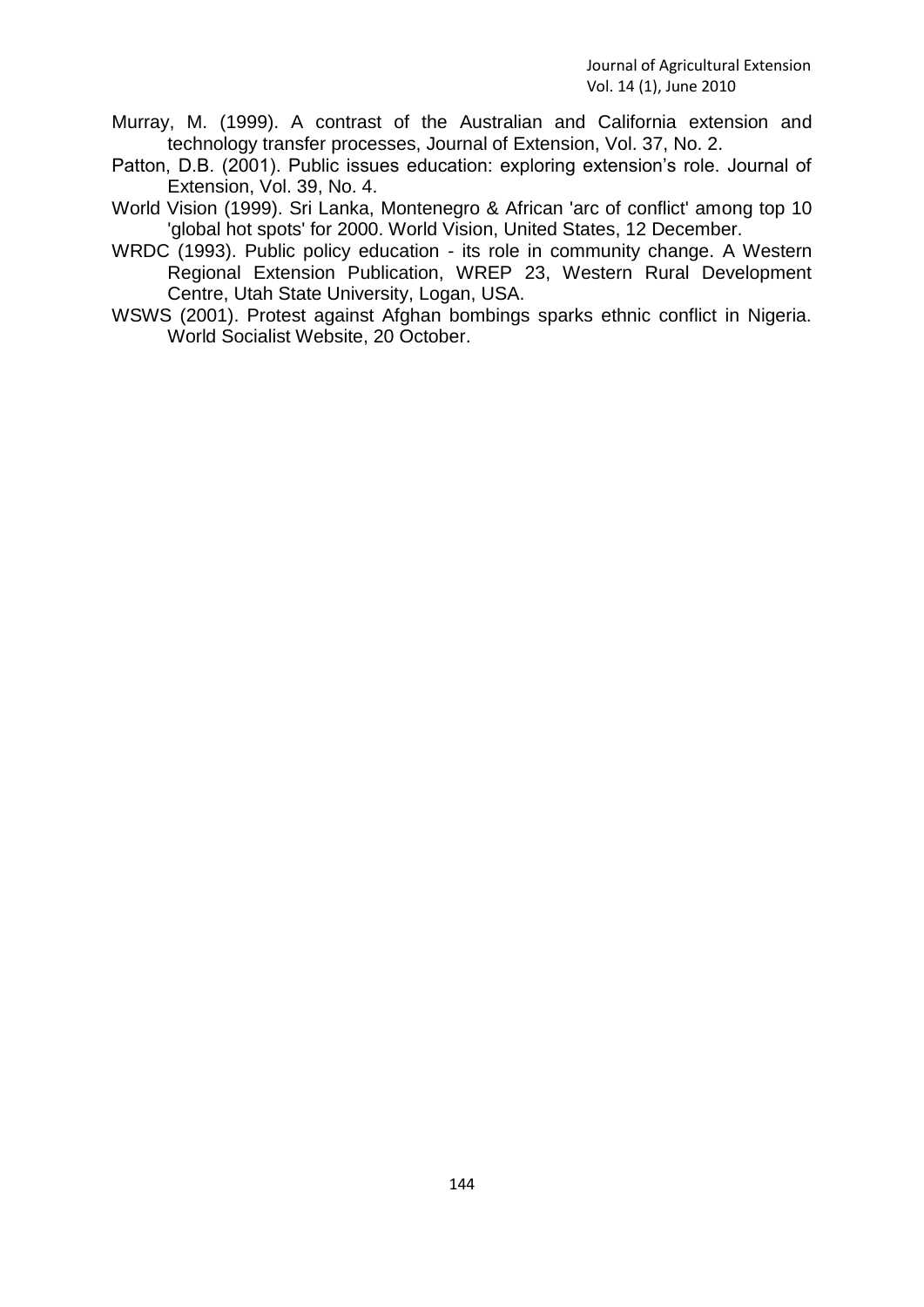Murray, M. (1999). A contrast of the Australian and California extension and technology transfer processes, Journal of Extension, Vol. 37, No. 2.

Patton, D.B. (2001). Public issues education: exploring extension's role. Journal of Extension, Vol. 39, No. 4.

World Vision (1999). Sri Lanka, Montenegro & African 'arc of conflict' among top 10 'global hot spots' for 2000. World Vision, United States, 12 December.

WRDC (1993). Public policy education - its role in community change. A Western Regional Extension Publication, WREP 23, Western Rural Development Centre, Utah State University, Logan, USA.

WSWS (2001). Protest against Afghan bombings sparks ethnic conflict in Nigeria. World Socialist Website, 20 October.